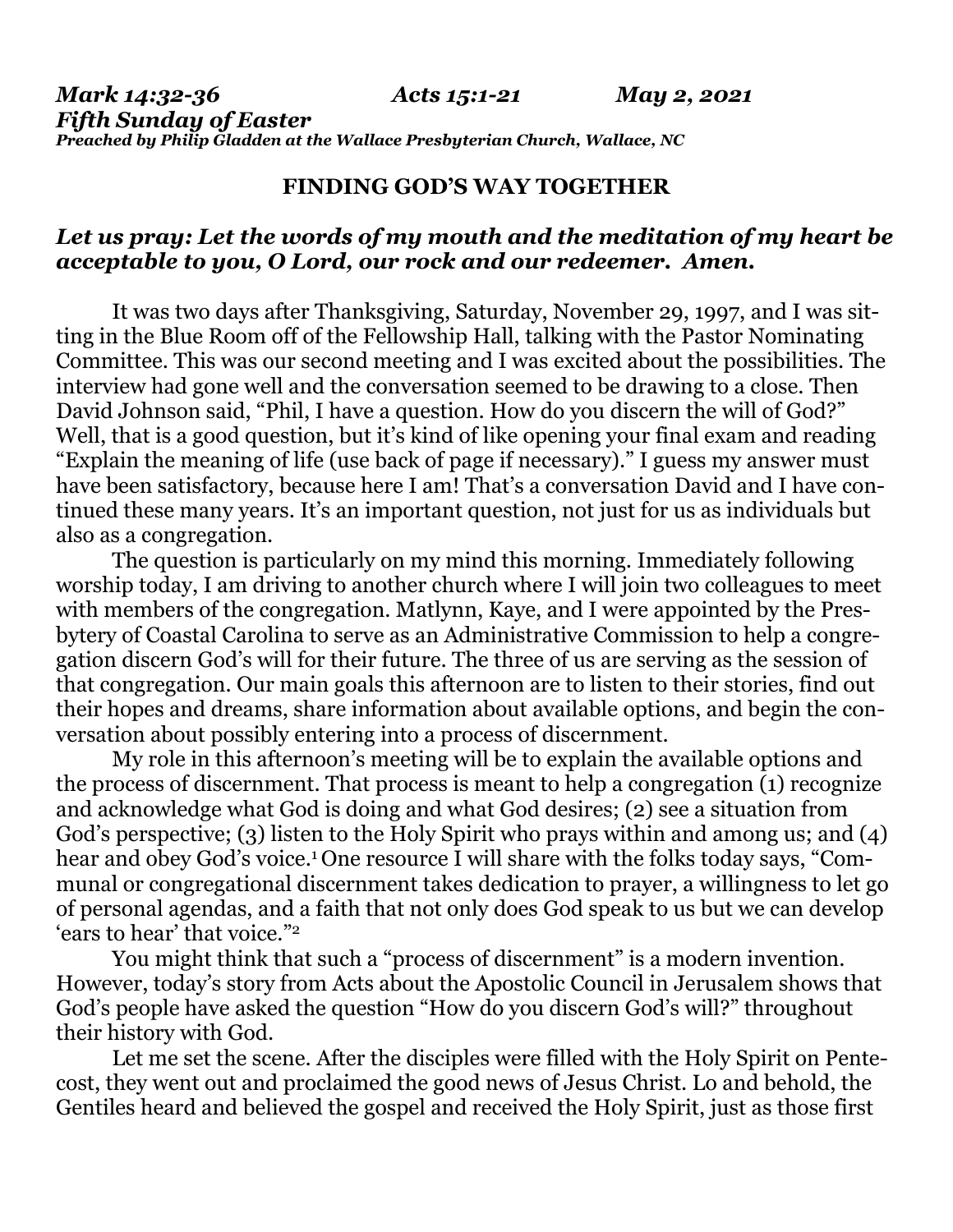***Mark 14:32-36*** ***Acts 15:1-21*** ***May 2, 2021***
***Fifth Sunday of Easter***
***Preached by Philip Gladden at the Wallace Presbyterian Church, Wallace, NC***

## FINDING GOD'S WAY TOGETHER

***Let us pray: Let the words of my mouth and the meditation of my heart be acceptable to you, O Lord, our rock and our redeemer. Amen.***

It was two days after Thanksgiving, Saturday, November 29, 1997, and I was sitting in the Blue Room off of the Fellowship Hall, talking with the Pastor Nominating Committee. This was our second meeting and I was excited about the possibilities. The interview had gone well and the conversation seemed to be drawing to a close. Then David Johnson said, "Phil, I have a question. How do you discern the will of God?" Well, that is a good question, but it's kind of like opening your final exam and reading "Explain the meaning of life (use back of page if necessary)." I guess my answer must have been satisfactory, because here I am! That's a conversation David and I have continued these many years. It's an important question, not just for us as individuals but also as a congregation.

The question is particularly on my mind this morning. Immediately following worship today, I am driving to another church where I will join two colleagues to meet with members of the congregation. Matlynn, Kaye, and I were appointed by the Presbytery of Coastal Carolina to serve as an Administrative Commission to help a congregation discern God's will for their future. The three of us are serving as the session of that congregation. Our main goals this afternoon are to listen to their stories, find out their hopes and dreams, share information about available options, and begin the conversation about possibly entering into a process of discernment.

My role in this afternoon's meeting will be to explain the available options and the process of discernment. That process is meant to help a congregation (1) recognize and acknowledge what God is doing and what God desires; (2) see a situation from God's perspective; (3) listen to the Holy Spirit who prays within and among us; and (4) hear and obey God's voice.[1] One resource I will share with the folks today says, "Communal or congregational discernment takes dedication to prayer, a willingness to let go of personal agendas, and a faith that not only does God speak to us but we can develop 'ears to hear' that voice."[2]

You might think that such a "process of discernment" is a modern invention. However, today's story from Acts about the Apostolic Council in Jerusalem shows that God's people have asked the question "How do you discern God's will?" throughout their history with God.

Let me set the scene. After the disciples were filled with the Holy Spirit on Pentecost, they went out and proclaimed the good news of Jesus Christ. Lo and behold, the Gentiles heard and believed the gospel and received the Holy Spirit, just as those first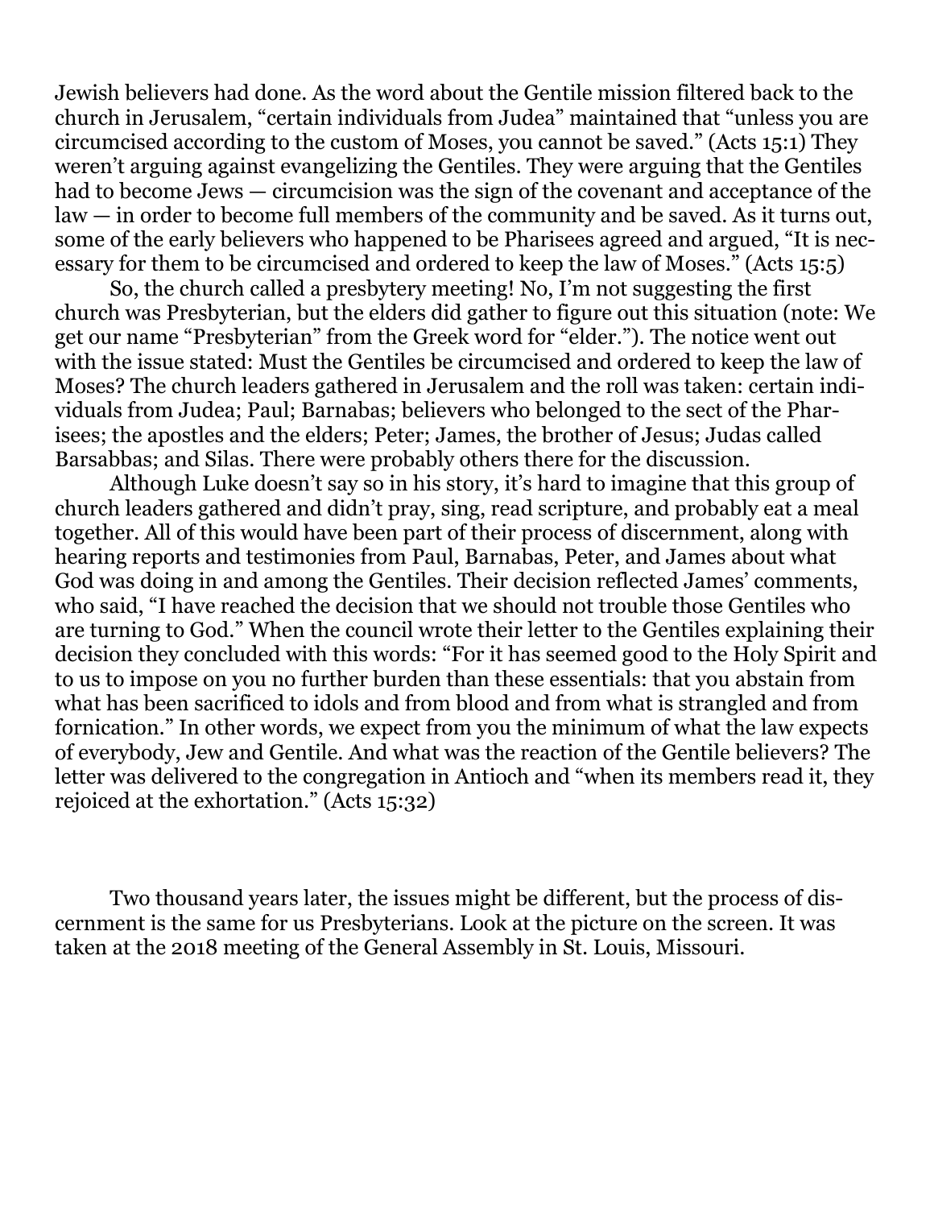Jewish believers had done. As the word about the Gentile mission filtered back to the church in Jerusalem, "certain individuals from Judea" maintained that "unless you are circumcised according to the custom of Moses, you cannot be saved." (Acts 15:1) They weren't arguing against evangelizing the Gentiles. They were arguing that the Gentiles had to become Jews — circumcision was the sign of the covenant and acceptance of the law — in order to become full members of the community and be saved. As it turns out, some of the early believers who happened to be Pharisees agreed and argued, "It is necessary for them to be circumcised and ordered to keep the law of Moses." (Acts 15:5)

So, the church called a presbytery meeting! No, I'm not suggesting the first church was Presbyterian, but the elders did gather to figure out this situation (note: We get our name "Presbyterian" from the Greek word for "elder."). The notice went out with the issue stated: Must the Gentiles be circumcised and ordered to keep the law of Moses? The church leaders gathered in Jerusalem and the roll was taken: certain individuals from Judea; Paul; Barnabas; believers who belonged to the sect of the Pharisees; the apostles and the elders; Peter; James, the brother of Jesus; Judas called Barsabbas; and Silas. There were probably others there for the discussion.

Although Luke doesn't say so in his story, it's hard to imagine that this group of church leaders gathered and didn't pray, sing, read scripture, and probably eat a meal together. All of this would have been part of their process of discernment, along with hearing reports and testimonies from Paul, Barnabas, Peter, and James about what God was doing in and among the Gentiles. Their decision reflected James' comments, who said, "I have reached the decision that we should not trouble those Gentiles who are turning to God." When the council wrote their letter to the Gentiles explaining their decision they concluded with this words: "For it has seemed good to the Holy Spirit and to us to impose on you no further burden than these essentials: that you abstain from what has been sacrificed to idols and from blood and from what is strangled and from fornication." In other words, we expect from you the minimum of what the law expects of everybody, Jew and Gentile. And what was the reaction of the Gentile believers? The letter was delivered to the congregation in Antioch and "when its members read it, they rejoiced at the exhortation." (Acts 15:32)

Two thousand years later, the issues might be different, but the process of discernment is the same for us Presbyterians. Look at the picture on the screen. It was taken at the 2018 meeting of the General Assembly in St. Louis, Missouri.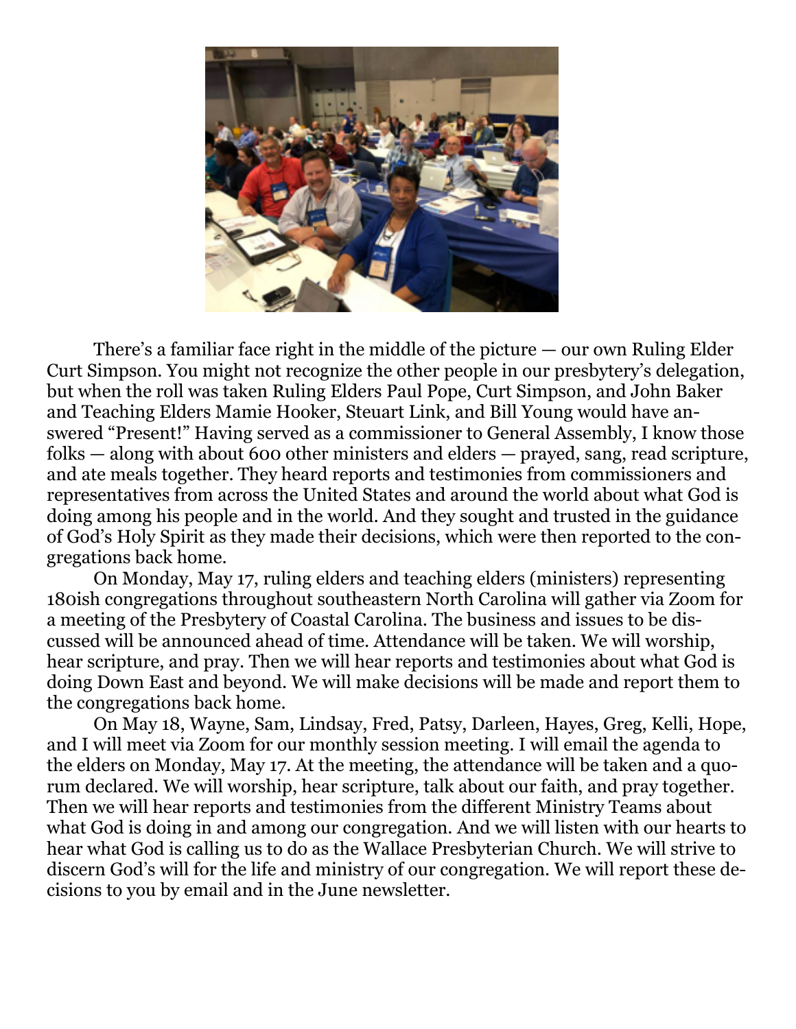There's a familiar face right in the middle of the picture — our own Ruling Elder Curt Simpson. You might not recognize the other people in our presbytery's delegation, but when the roll was taken Ruling Elders Paul Pope, Curt Simpson, and John Baker and Teaching Elders Mamie Hooker, Steuart Link, and Bill Young would have answered "Present!" Having served as a commissioner to General Assembly, I know those folks — along with about 600 other ministers and elders — prayed, sang, read scripture, and ate meals together. They heard reports and testimonies from commissioners and representatives from across the United States and around the world about what God is doing among his people and in the world. And they sought and trusted in the guidance of God's Holy Spirit as they made their decisions, which were then reported to the congregations back home.

On Monday, May 17, ruling elders and teaching elders (ministers) representing 180ish congregations throughout southeastern North Carolina will gather via Zoom for a meeting of the Presbytery of Coastal Carolina. The business and issues to be discussed will be announced ahead of time. Attendance will be taken. We will worship, hear scripture, and pray. Then we will hear reports and testimonies about what God is doing Down East and beyond. We will make decisions will be made and report them to the congregations back home.

On May 18, Wayne, Sam, Lindsay, Fred, Patsy, Darleen, Hayes, Greg, Kelli, Hope, and I will meet via Zoom for our monthly session meeting. I will email the agenda to the elders on Monday, May 17. At the meeting, the attendance will be taken and a quorum declared. We will worship, hear scripture, talk about our faith, and pray together. Then we will hear reports and testimonies from the different Ministry Teams about what God is doing in and among our congregation. And we will listen with our hearts to hear what God is calling us to do as the Wallace Presbyterian Church. We will strive to discern God's will for the life and ministry of our congregation. We will report these decisions to you by email and in the June newsletter.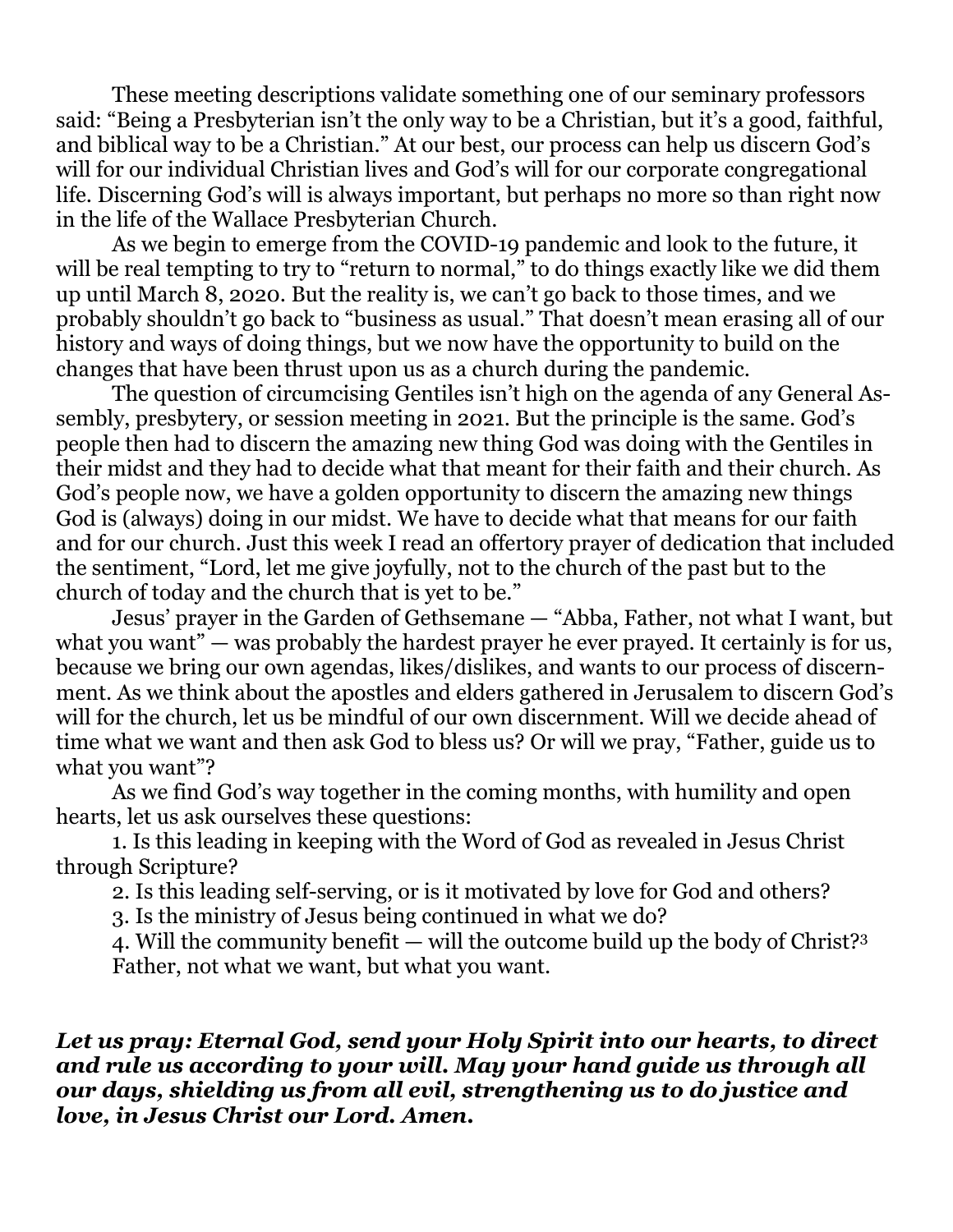These meeting descriptions validate something one of our seminary professors said: "Being a Presbyterian isn't the only way to be a Christian, but it's a good, faithful, and biblical way to be a Christian." At our best, our process can help us discern God's will for our individual Christian lives and God's will for our corporate congregational life. Discerning God's will is always important, but perhaps no more so than right now in the life of the Wallace Presbyterian Church.

As we begin to emerge from the COVID-19 pandemic and look to the future, it will be real tempting to try to "return to normal," to do things exactly like we did them up until March 8, 2020. But the reality is, we can't go back to those times, and we probably shouldn't go back to "business as usual." That doesn't mean erasing all of our history and ways of doing things, but we now have the opportunity to build on the changes that have been thrust upon us as a church during the pandemic.

The question of circumcising Gentiles isn't high on the agenda of any General Assembly, presbytery, or session meeting in 2021. But the principle is the same. God's people then had to discern the amazing new thing God was doing with the Gentiles in their midst and they had to decide what that meant for their faith and their church. As God's people now, we have a golden opportunity to discern the amazing new things God is (always) doing in our midst. We have to decide what that means for our faith and for our church. Just this week I read an offertory prayer of dedication that included the sentiment, "Lord, let me give joyfully, not to the church of the past but to the church of today and the church that is yet to be."

Jesus' prayer in the Garden of Gethsemane — "Abba, Father, not what I want, but what you want" — was probably the hardest prayer he ever prayed. It certainly is for us, because we bring our own agendas, likes/dislikes, and wants to our process of discernment. As we think about the apostles and elders gathered in Jerusalem to discern God's will for the church, let us be mindful of our own discernment. Will we decide ahead of time what we want and then ask God to bless us? Or will we pray, "Father, guide us to what you want"?

As we find God's way together in the coming months, with humility and open hearts, let us ask ourselves these questions:

1. Is this leading in keeping with the Word of God as revealed in Jesus Christ through Scripture?
2. Is this leading self-serving, or is it motivated by love for God and others?
3. Is the ministry of Jesus being continued in what we do?
4. Will the community benefit — will the outcome build up the body of Christ?[3]

Father, not what we want, but what you want.

***Let us pray: Eternal God, send your Holy Spirit into our hearts, to direct and rule us according to your will. May your hand guide us through all our days, shielding us from all evil, strengthening us to do justice and love, in Jesus Christ our Lord. Amen.***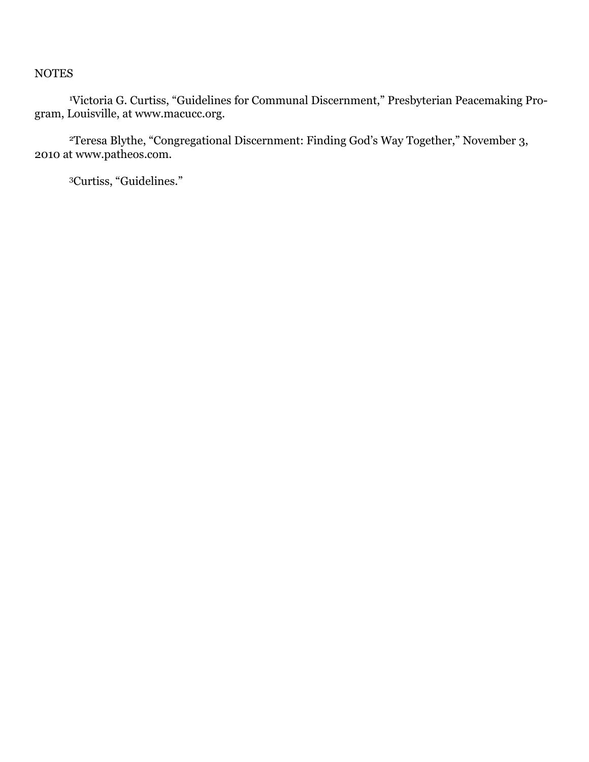NOTES

[1]Victoria G. Curtiss, "Guidelines for Communal Discernment," Presbyterian Peacemaking Program, Louisville, at www.macucc.org.

[2]Teresa Blythe, "Congregational Discernment: Finding God's Way Together," November 3, 2010 at www.patheos.com.

[3]Curtiss, "Guidelines."